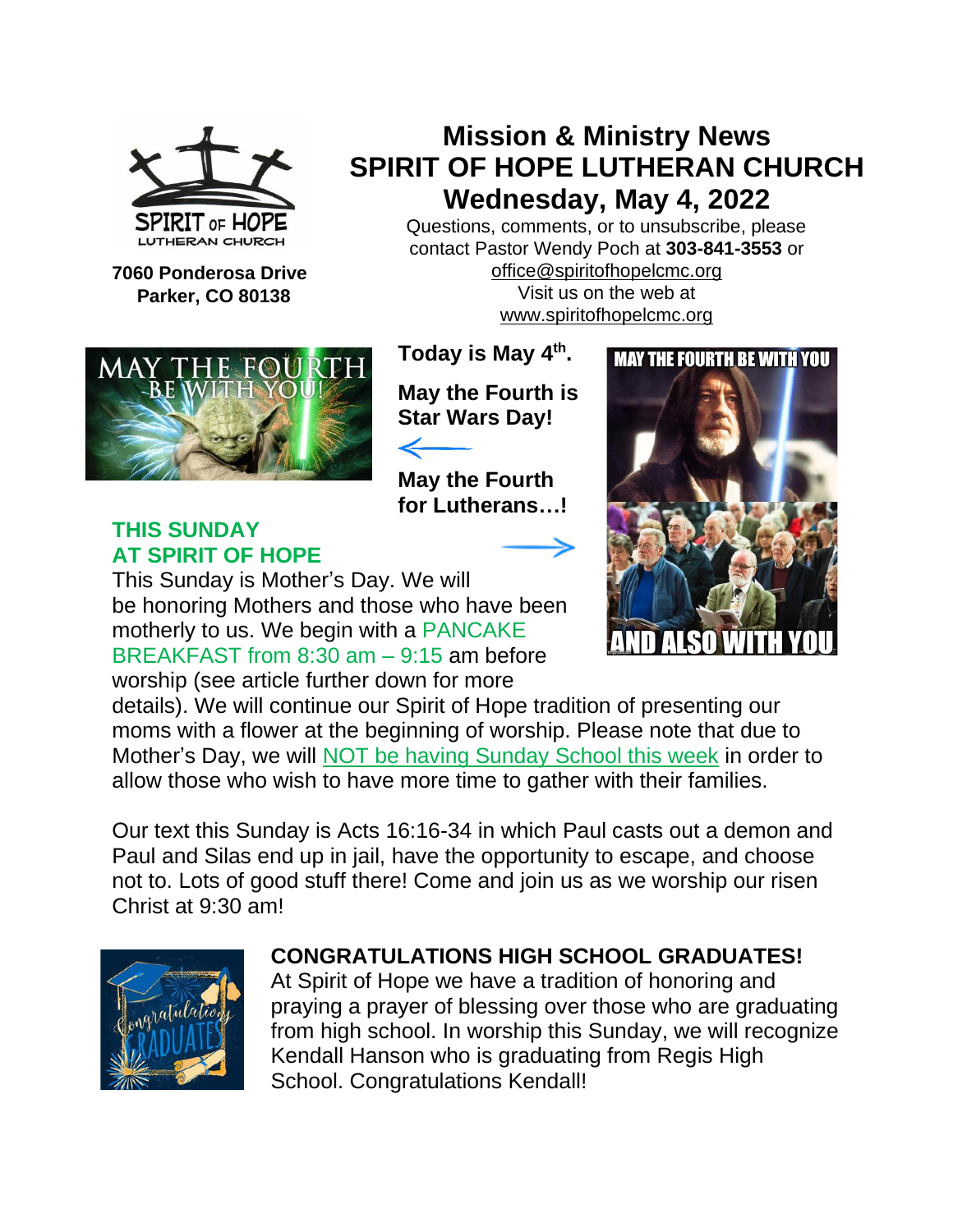**7060 Ponderosa Drive**
**Parker, CO 80138**

# Mission & Ministry News
# SPIRIT OF HOPE LUTHERAN CHURCH
# Wednesday, May 4, 2022

Questions, comments, or to unsubscribe, please contact Pastor Wendy Poch at **303-841-3553** or office@spiritofhopelcmc.org
Visit us on the web at www.spiritofhopelcmc.org

**Today is May 4th.**

**May the Fourth is Star Wars Day!**

**May the Fourth for Lutherans…!**

## THIS SUNDAY AT SPIRIT OF HOPE

This Sunday is Mother's Day. We will be honoring Mothers and those who have been motherly to us. We begin with a PANCAKE BREAKFAST from 8:30 am – 9:15 am before worship (see article further down for more details). We will continue our Spirit of Hope tradition of presenting our moms with a flower at the beginning of worship. Please note that due to Mother's Day, we will NOT be having Sunday School this week in order to allow those who wish to have more time to gather with their families.

Our text this Sunday is Acts 16:16-34 in which Paul casts out a demon and Paul and Silas end up in jail, have the opportunity to escape, and choose not to. Lots of good stuff there! Come and join us as we worship our risen Christ at 9:30 am!

## CONGRATULATIONS HIGH SCHOOL GRADUATES!

At Spirit of Hope we have a tradition of honoring and praying a prayer of blessing over those who are graduating from high school. In worship this Sunday, we will recognize Kendall Hanson who is graduating from Regis High School. Congratulations Kendall!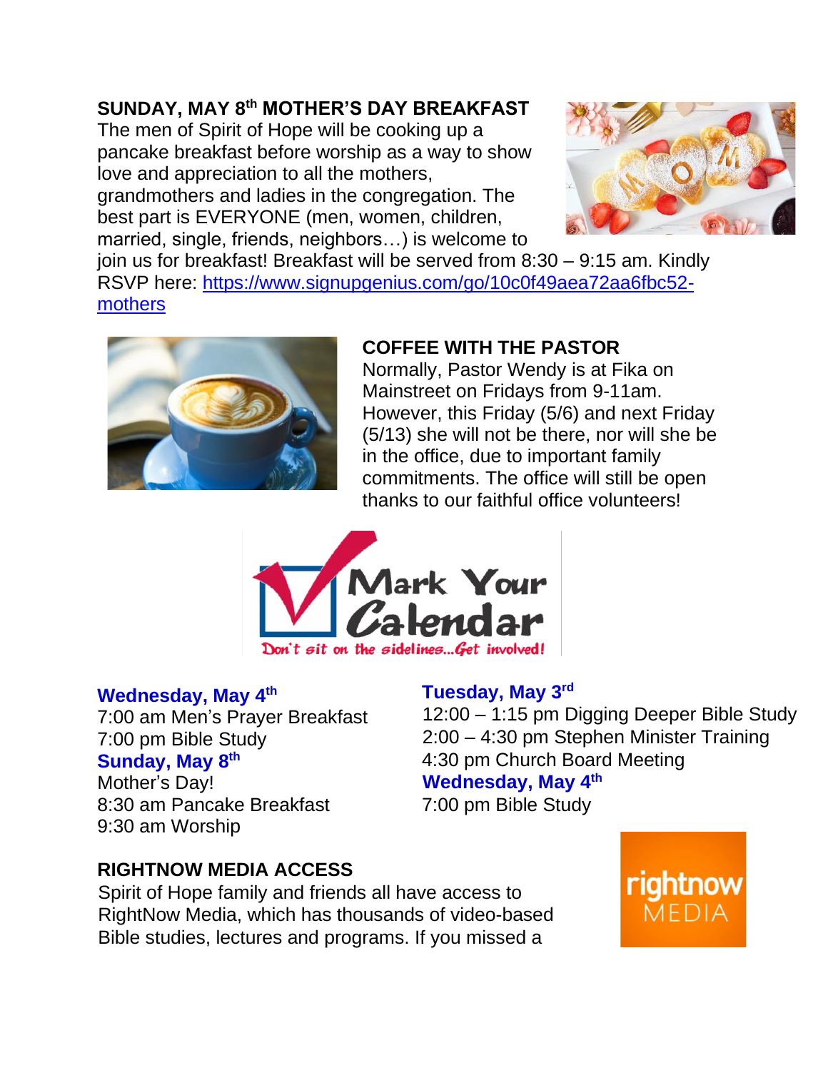**SUNDAY, MAY 8th MOTHER'S DAY BREAKFAST**

The men of Spirit of Hope will be cooking up a pancake breakfast before worship as a way to show love and appreciation to all the mothers, grandmothers and ladies in the congregation. The best part is EVERYONE (men, women, children, married, single, friends, neighbors…) is welcome to join us for breakfast! Breakfast will be served from 8:30 – 9:15 am. Kindly RSVP here: https://www.signupgenius.com/go/10c0f49aea72aa6fbc52-mothers

**COFFEE WITH THE PASTOR**

Normally, Pastor Wendy is at Fika on Mainstreet on Fridays from 9-11am. However, this Friday (5/6) and next Friday (5/13) she will not be there, nor will she be in the office, due to important family commitments. The office will still be open thanks to our faithful office volunteers!

**Mark Your Calendar**

*Don't sit on the sidelines…Get involved!*

**Tuesday, May 3rd**

12:00 – 1:15 pm Digging Deeper Bible Study
2:00 – 4:30 pm Stephen Minister Training
4:30 pm Church Board Meeting

**Wednesday, May 4th**

7:00 pm Bible Study

**Wednesday, May 4th**

7:00 am Men's Prayer Breakfast
7:00 pm Bible Study

**Sunday, May 8th**

Mother's Day!
8:30 am Pancake Breakfast
9:30 am Worship

**RIGHTNOW MEDIA ACCESS**

Spirit of Hope family and friends all have access to RightNow Media, which has thousands of video-based Bible studies, lectures and programs. If you missed a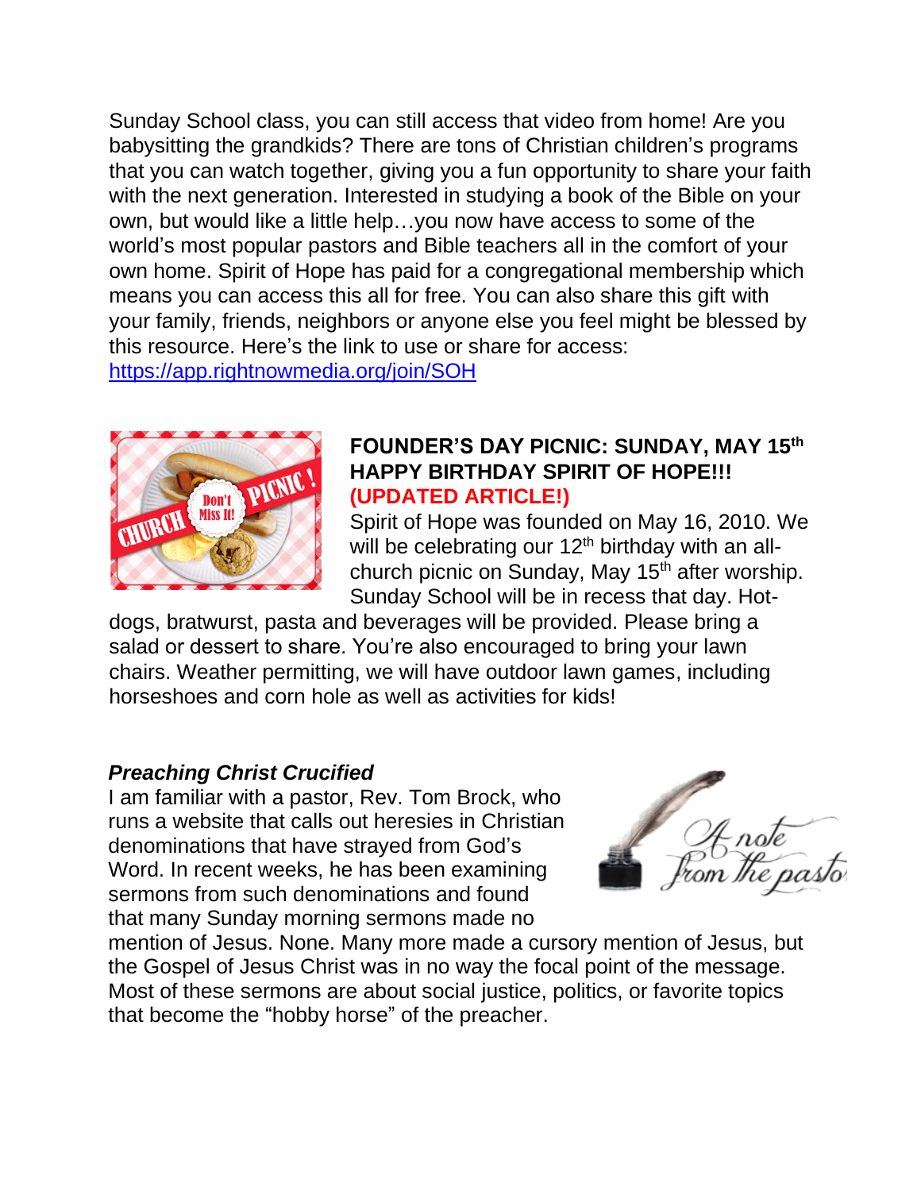Sunday School class, you can still access that video from home! Are you babysitting the grandkids? There are tons of Christian children's programs that you can watch together, giving you a fun opportunity to share your faith with the next generation. Interested in studying a book of the Bible on your own, but would like a little help…you now have access to some of the world's most popular pastors and Bible teachers all in the comfort of your own home. Spirit of Hope has paid for a congregational membership which means you can access this all for free. You can also share this gift with your family, friends, neighbors or anyone else you feel might be blessed by this resource. Here's the link to use or share for access: https://app.rightnowmedia.org/join/SOH

**FOUNDER'S DAY PICNIC: SUNDAY, MAY 15th**
**HAPPY BIRTHDAY SPIRIT OF HOPE!!!**
**(UPDATED ARTICLE!)**

Spirit of Hope was founded on May 16, 2010. We will be celebrating our 12th birthday with an all-church picnic on Sunday, May 15th after worship. Sunday School will be in recess that day. Hot-dogs, bratwurst, pasta and beverages will be provided. Please bring a salad or dessert to share. You're also encouraged to bring your lawn chairs. Weather permitting, we will have outdoor lawn games, including horseshoes and corn hole as well as activities for kids!

***Preaching Christ Crucified***

I am familiar with a pastor, Rev. Tom Brock, who runs a website that calls out heresies in Christian denominations that have strayed from God's Word. In recent weeks, he has been examining sermons from such denominations and found that many Sunday morning sermons made no mention of Jesus. None. Many more made a cursory mention of Jesus, but the Gospel of Jesus Christ was in no way the focal point of the message. Most of these sermons are about social justice, politics, or favorite topics that become the "hobby horse" of the preacher.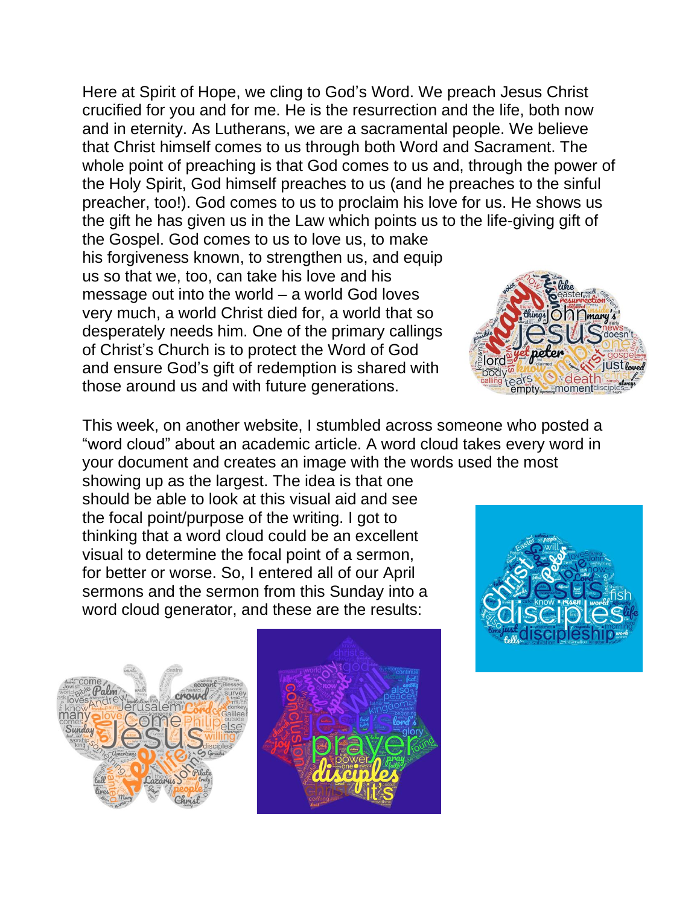Here at Spirit of Hope, we cling to God's Word. We preach Jesus Christ crucified for you and for me. He is the resurrection and the life, both now and in eternity. As Lutherans, we are a sacramental people. We believe that Christ himself comes to us through both Word and Sacrament. The whole point of preaching is that God comes to us and, through the power of the Holy Spirit, God himself preaches to us (and he preaches to the sinful preacher, too!). God comes to us to proclaim his love for us. He shows us the gift he has given us in the Law which points us to the life-giving gift of the Gospel. God comes to us to love us, to make his forgiveness known, to strengthen us, and equip us so that we, too, can take his love and his message out into the world – a world God loves very much, a world Christ died for, a world that so desperately needs him. One of the primary callings of Christ's Church is to protect the Word of God and ensure God's gift of redemption is shared with those around us and with future generations.

This week, on another website, I stumbled across someone who posted a "word cloud" about an academic article. A word cloud takes every word in your document and creates an image with the words used the most showing up as the largest. The idea is that one should be able to look at this visual aid and see the focal point/purpose of the writing. I got to thinking that a word cloud could be an excellent visual to determine the focal point of a sermon, for better or worse. So, I entered all of our April sermons and the sermon from this Sunday into a word cloud generator, and these are the results: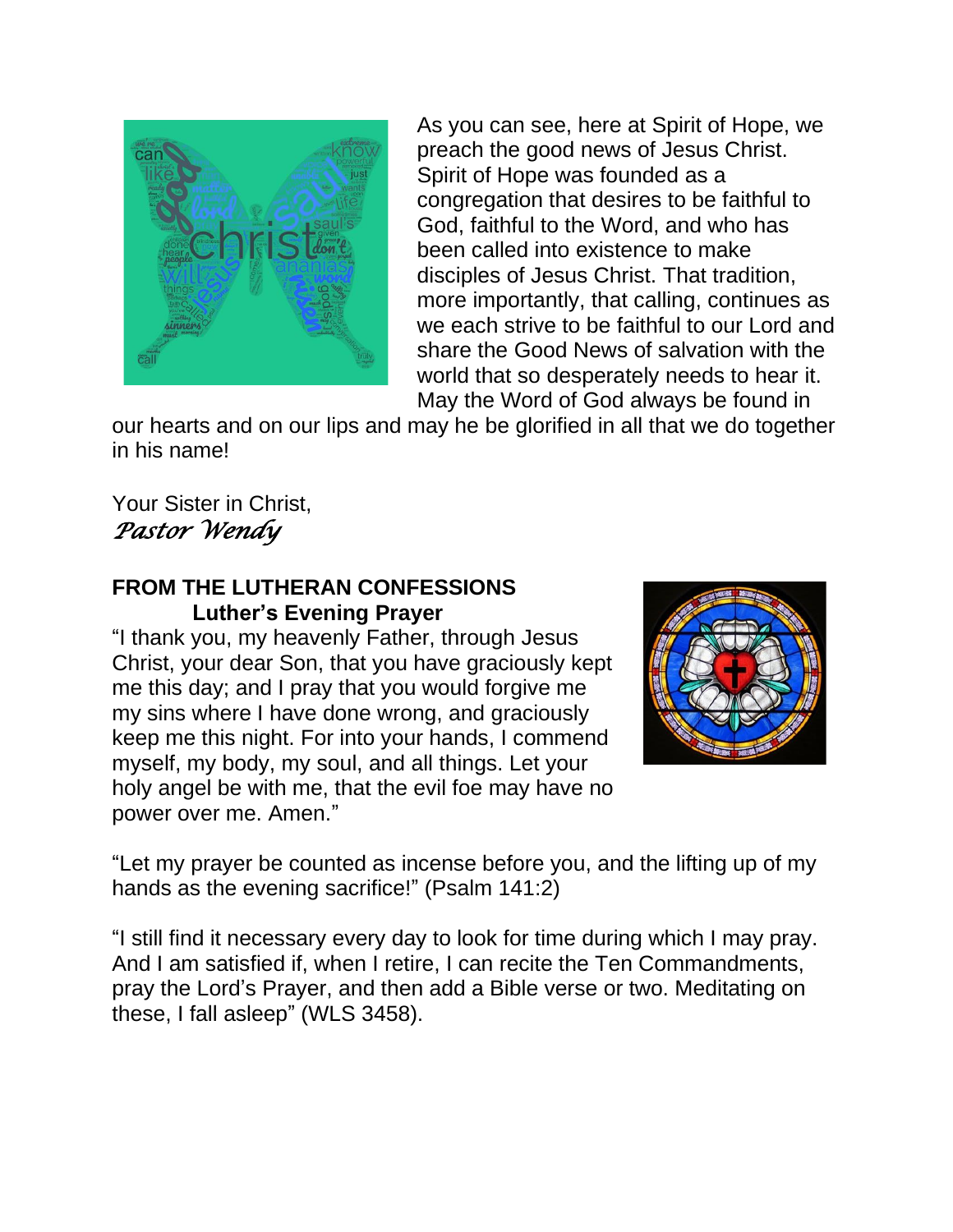As you can see, here at Spirit of Hope, we preach the good news of Jesus Christ. Spirit of Hope was founded as a congregation that desires to be faithful to God, faithful to the Word, and who has been called into existence to make disciples of Jesus Christ. That tradition, more importantly, that calling, continues as we each strive to be faithful to our Lord and share the Good News of salvation with the world that so desperately needs to hear it. May the Word of God always be found in our hearts and on our lips and may he be glorified in all that we do together in his name!

Your Sister in Christ,
*Pastor Wendy*

**FROM THE LUTHERAN CONFESSIONS**
**Luther's Evening Prayer**

"I thank you, my heavenly Father, through Jesus Christ, your dear Son, that you have graciously kept me this day; and I pray that you would forgive me my sins where I have done wrong, and graciously keep me this night. For into your hands, I commend myself, my body, my soul, and all things. Let your holy angel be with me, that the evil foe may have no power over me. Amen."

"Let my prayer be counted as incense before you, and the lifting up of my hands as the evening sacrifice!" (Psalm 141:2)

"I still find it necessary every day to look for time during which I may pray. And I am satisfied if, when I retire, I can recite the Ten Commandments, pray the Lord's Prayer, and then add a Bible verse or two. Meditating on these, I fall asleep" (WLS 3458).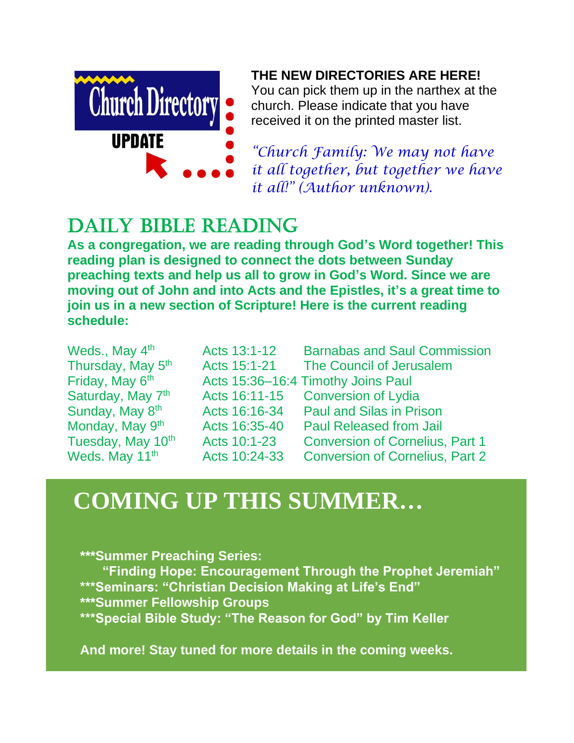Church Directory

UPDATE

**THE NEW DIRECTORIES ARE HERE!**
You can pick them up in the narthex at the church. Please indicate that you have received it on the printed master list.

*"Church Family: We may not have it all together, but together we have it all!" (Author unknown).*

# DAILY BIBLE READING

**As a congregation, we are reading through God's Word together! This reading plan is designed to connect the dots between Sunday preaching texts and help us all to grow in God's Word. Since we are moving out of John and into Acts and the Epistles, it's a great time to join us in a new section of Scripture! Here is the current reading schedule:**

| | | |
|---|---|---|
| Weds., May 4th | Acts 13:1-12 | Barnabas and Saul Commission |
| Thursday, May 5th | Acts 15:1-21 | The Council of Jerusalem |
| Friday, May 6th | Acts 15:36–16:4 | Timothy Joins Paul |
| Saturday, May 7th | Acts 16:11-15 | Conversion of Lydia |
| Sunday, May 8th | Acts 16:16-34 | Paul and Silas in Prison |
| Monday, May 9th | Acts 16:35-40 | Paul Released from Jail |
| Tuesday, May 10th | Acts 10:1-23 | Conversion of Cornelius, Part 1 |
| Weds. May 11th | Acts 10:24-33 | Conversion of Cornelius, Part 2 |

# COMING UP THIS SUMMER…

**\*\*\*Summer Preaching Series:**
**"Finding Hope: Encouragement Through the Prophet Jeremiah"**
**\*\*\*Seminars: "Christian Decision Making at Life's End"**
**\*\*\*Summer Fellowship Groups**
**\*\*\*Special Bible Study: "The Reason for God" by Tim Keller**

**And more! Stay tuned for more details in the coming weeks.**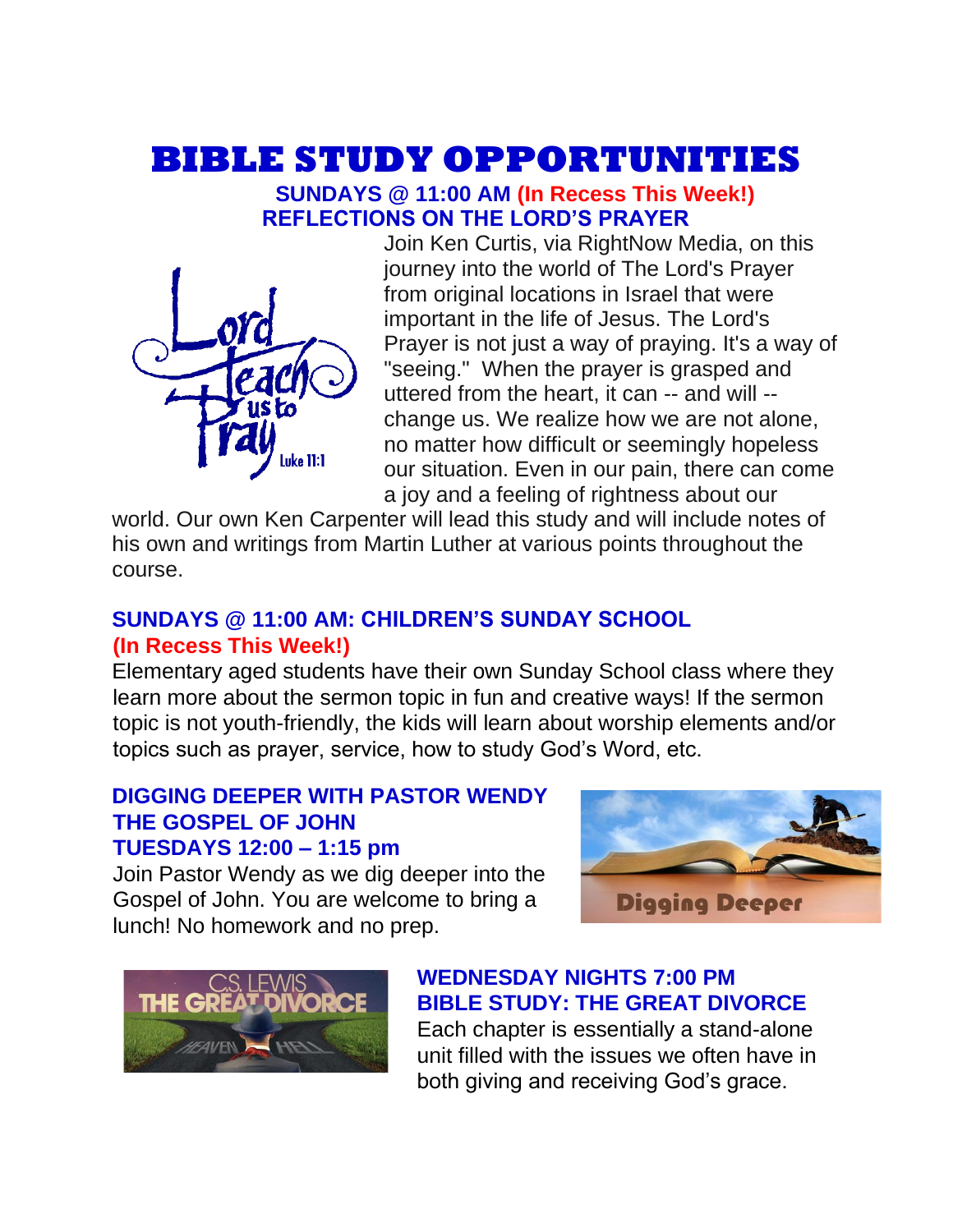# BIBLE STUDY OPPORTUNITIES

**SUNDAYS @ 11:00 AM (In Recess This Week!)**
**REFLECTIONS ON THE LORD'S PRAYER**

Join Ken Curtis, via RightNow Media, on this journey into the world of The Lord's Prayer from original locations in Israel that were important in the life of Jesus. The Lord's Prayer is not just a way of praying. It's a way of "seeing." When the prayer is grasped and uttered from the heart, it can -- and will -- change us. We realize how we are not alone, no matter how difficult or seemingly hopeless our situation. Even in our pain, there can come a joy and a feeling of rightness about our world. Our own Ken Carpenter will lead this study and will include notes of his own and writings from Martin Luther at various points throughout the course.

**SUNDAYS @ 11:00 AM: CHILDREN'S SUNDAY SCHOOL**
**(In Recess This Week!)**

Elementary aged students have their own Sunday School class where they learn more about the sermon topic in fun and creative ways! If the sermon topic is not youth-friendly, the kids will learn about worship elements and/or topics such as prayer, service, how to study God's Word, etc.

**DIGGING DEEPER WITH PASTOR WENDY**
**THE GOSPEL OF JOHN**
**TUESDAYS 12:00 – 1:15 pm**

Join Pastor Wendy as we dig deeper into the Gospel of John. You are welcome to bring a lunch! No homework and no prep.

**WEDNESDAY NIGHTS 7:00 PM**
**BIBLE STUDY: THE GREAT DIVORCE**

Each chapter is essentially a stand-alone unit filled with the issues we often have in both giving and receiving God's grace.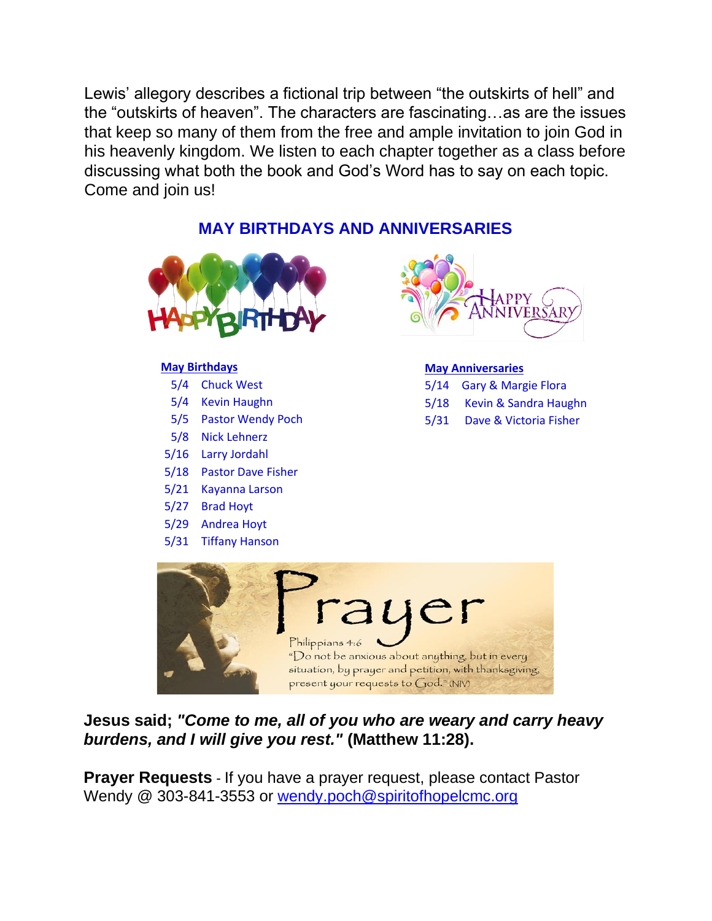Lewis' allegory describes a fictional trip between "the outskirts of hell" and the "outskirts of heaven". The characters are fascinating…as are the issues that keep so many of them from the free and ample invitation to join God in his heavenly kingdom. We listen to each chapter together as a class before discussing what both the book and God's Word has to say on each topic. Come and join us!

## MAY BIRTHDAYS AND ANNIVERSARIES

**May Birthdays**

- 5/4 Chuck West
- 5/4 Kevin Haughn
- 5/5 Pastor Wendy Poch
- 5/8 Nick Lehnerz
- 5/16 Larry Jordahl
- 5/18 Pastor Dave Fisher
- 5/21 Kayanna Larson
- 5/27 Brad Hoyt
- 5/29 Andrea Hoyt
- 5/31 Tiffany Hanson

**May Anniversaries**

- 5/14 Gary & Margie Flora
- 5/18 Kevin & Sandra Haughn
- 5/31 Dave & Victoria Fisher

**Jesus said; *"Come to me, all of you who are weary and carry heavy burdens, and I will give you rest."* (Matthew 11:28).**

**Prayer Requests** - If you have a prayer request, please contact Pastor Wendy @ 303-841-3553 or wendy.poch@spiritofhopelcmc.org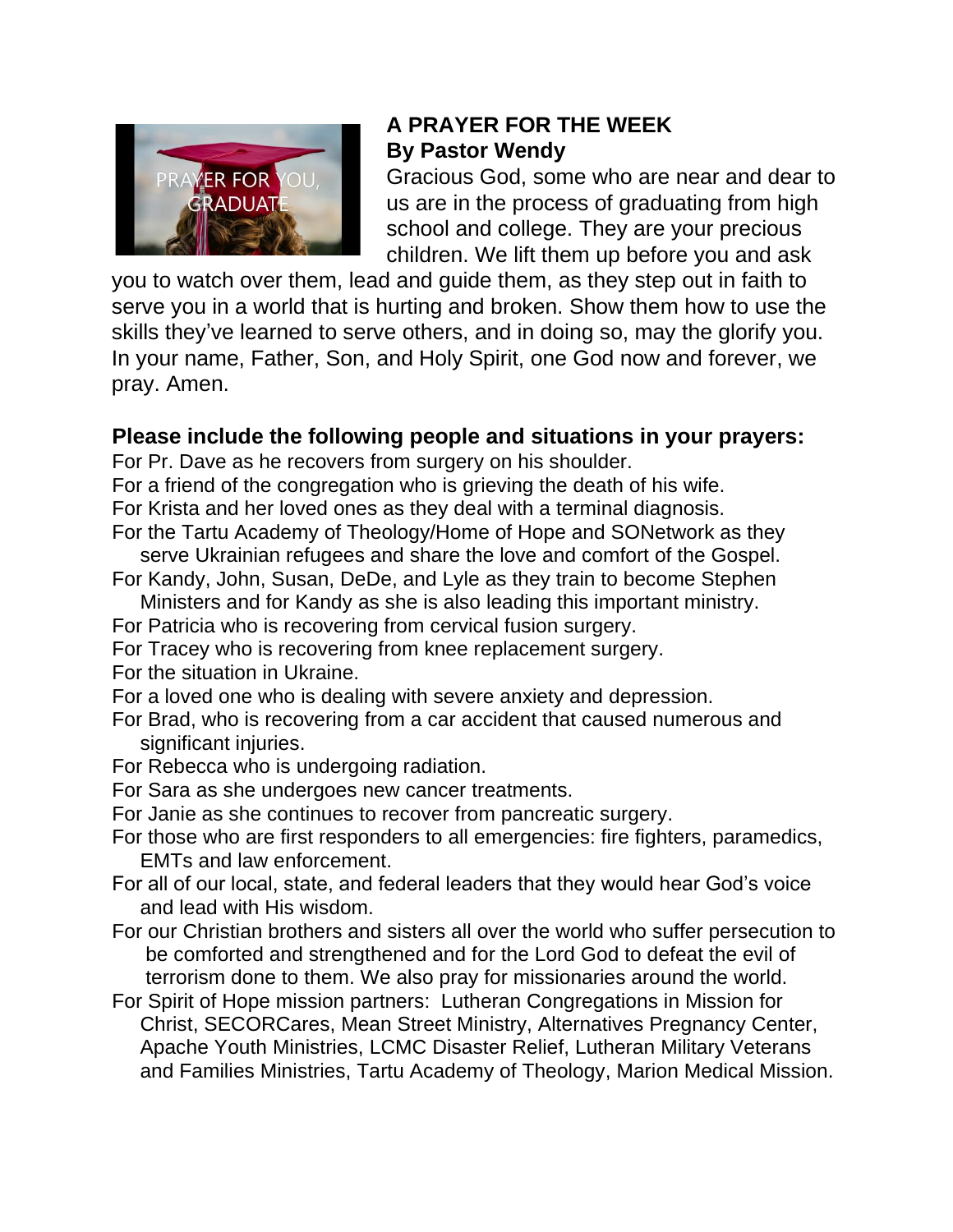### A PRAYER FOR THE WEEK
### By Pastor Wendy

Gracious God, some who are near and dear to us are in the process of graduating from high school and college. They are your precious children. We lift them up before you and ask you to watch over them, lead and guide them, as they step out in faith to serve you in a world that is hurting and broken. Show them how to use the skills they've learned to serve others, and in doing so, may the glorify you. In your name, Father, Son, and Holy Spirit, one God now and forever, we pray. Amen.

### Please include the following people and situations in your prayers:

For Pr. Dave as he recovers from surgery on his shoulder.
For a friend of the congregation who is grieving the death of his wife.
For Krista and her loved ones as they deal with a terminal diagnosis.
For the Tartu Academy of Theology/Home of Hope and SONetwork as they serve Ukrainian refugees and share the love and comfort of the Gospel.
For Kandy, John, Susan, DeDe, and Lyle as they train to become Stephen Ministers and for Kandy as she is also leading this important ministry.
For Patricia who is recovering from cervical fusion surgery.
For Tracey who is recovering from knee replacement surgery.
For the situation in Ukraine.
For a loved one who is dealing with severe anxiety and depression.
For Brad, who is recovering from a car accident that caused numerous and significant injuries.
For Rebecca who is undergoing radiation.
For Sara as she undergoes new cancer treatments.
For Janie as she continues to recover from pancreatic surgery.
For those who are first responders to all emergencies: fire fighters, paramedics, EMTs and law enforcement.
For all of our local, state, and federal leaders that they would hear God's voice and lead with His wisdom.
For our Christian brothers and sisters all over the world who suffer persecution to be comforted and strengthened and for the Lord God to defeat the evil of terrorism done to them. We also pray for missionaries around the world.
For Spirit of Hope mission partners: Lutheran Congregations in Mission for Christ, SECORCares, Mean Street Ministry, Alternatives Pregnancy Center, Apache Youth Ministries, LCMC Disaster Relief, Lutheran Military Veterans and Families Ministries, Tartu Academy of Theology, Marion Medical Mission.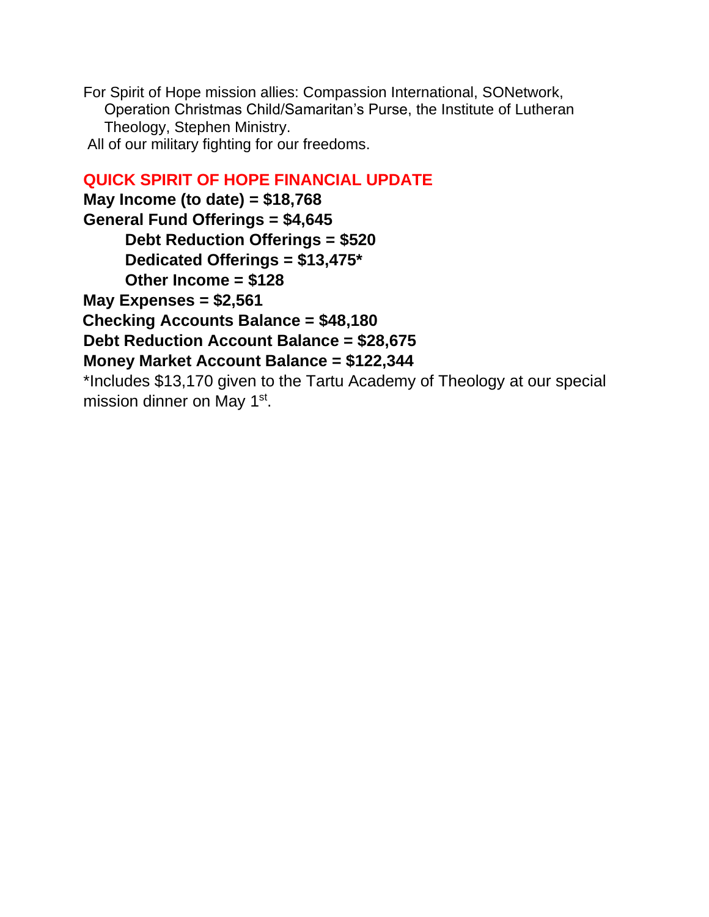For Spirit of Hope mission allies: Compassion International, SONetwork, Operation Christmas Child/Samaritan's Purse, the Institute of Lutheran Theology, Stephen Ministry.

All of our military fighting for our freedoms.

## QUICK SPIRIT OF HOPE FINANCIAL UPDATE

**May Income (to date) = $18,768**

**General Fund Offerings = $4,645**

- **Debt Reduction Offerings = $520**
- **Dedicated Offerings = $13,475***
- **Other Income = $128**

**May Expenses = $2,561**

**Checking Accounts Balance = $48,180**

**Debt Reduction Account Balance = $28,675**

**Money Market Account Balance = $122,344**

*Includes $13,170 given to the Tartu Academy of Theology at our special mission dinner on May 1st.